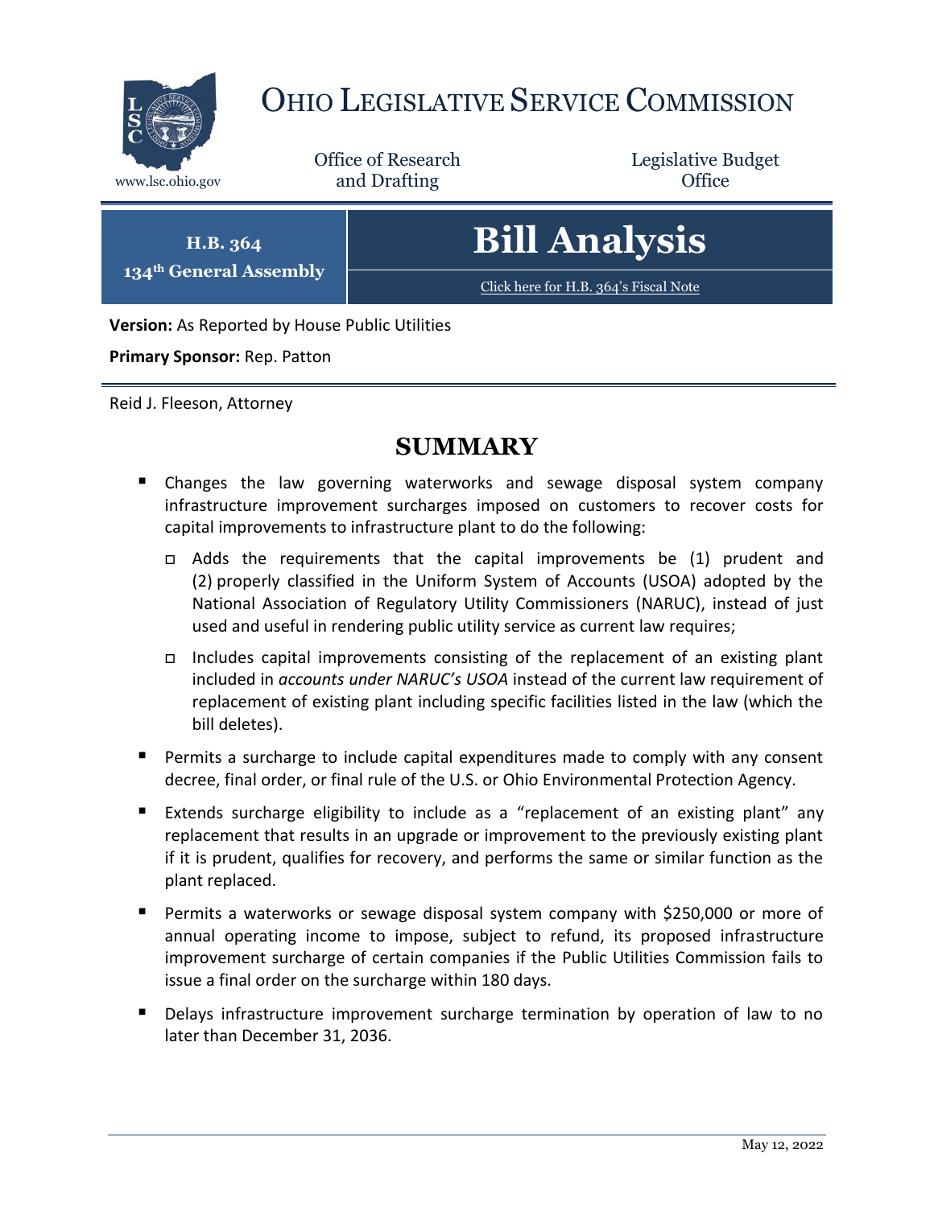# OHIO LEGISLATIVE SERVICE COMMISSION

www.lsc.ohio.gov

Office of Research and Drafting

Legislative Budget Office

**H.B. 364**
**134th General Assembly**

# Bill Analysis

Click here for H.B. 364's Fiscal Note

**Version:** As Reported by House Public Utilities

**Primary Sponsor:** Rep. Patton

Reid J. Fleeson, Attorney

## SUMMARY

- Changes the law governing waterworks and sewage disposal system company infrastructure improvement surcharges imposed on customers to recover costs for capital improvements to infrastructure plant to do the following:
  - Adds the requirements that the capital improvements be (1) prudent and (2) properly classified in the Uniform System of Accounts (USOA) adopted by the National Association of Regulatory Utility Commissioners (NARUC), instead of just used and useful in rendering public utility service as current law requires;
  - Includes capital improvements consisting of the replacement of an existing plant included in *accounts under NARUC's USOA* instead of the current law requirement of replacement of existing plant including specific facilities listed in the law (which the bill deletes).
- Permits a surcharge to include capital expenditures made to comply with any consent decree, final order, or final rule of the U.S. or Ohio Environmental Protection Agency.
- Extends surcharge eligibility to include as a "replacement of an existing plant" any replacement that results in an upgrade or improvement to the previously existing plant if it is prudent, qualifies for recovery, and performs the same or similar function as the plant replaced.
- Permits a waterworks or sewage disposal system company with $250,000 or more of annual operating income to impose, subject to refund, its proposed infrastructure improvement surcharge of certain companies if the Public Utilities Commission fails to issue a final order on the surcharge within 180 days.
- Delays infrastructure improvement surcharge termination by operation of law to no later than December 31, 2036.

May 12, 2022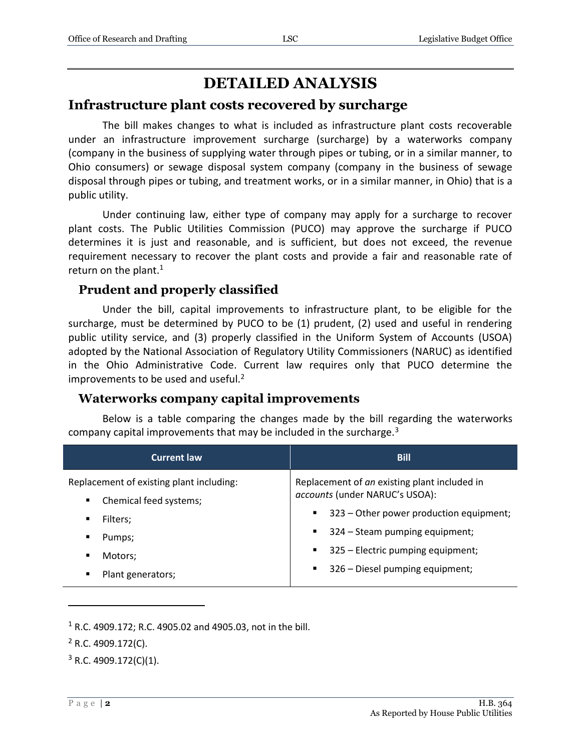# DETAILED ANALYSIS

## Infrastructure plant costs recovered by surcharge

The bill makes changes to what is included as infrastructure plant costs recoverable under an infrastructure improvement surcharge (surcharge) by a waterworks company (company in the business of supplying water through pipes or tubing, or in a similar manner, to Ohio consumers) or sewage disposal system company (company in the business of sewage disposal through pipes or tubing, and treatment works, or in a similar manner, in Ohio) that is a public utility.

Under continuing law, either type of company may apply for a surcharge to recover plant costs. The Public Utilities Commission (PUCO) may approve the surcharge if PUCO determines it is just and reasonable, and is sufficient, but does not exceed, the revenue requirement necessary to recover the plant costs and provide a fair and reasonable rate of return on the plant.[1]

### Prudent and properly classified

Under the bill, capital improvements to infrastructure plant, to be eligible for the surcharge, must be determined by PUCO to be (1) prudent, (2) used and useful in rendering public utility service, and (3) properly classified in the Uniform System of Accounts (USOA) adopted by the National Association of Regulatory Utility Commissioners (NARUC) as identified in the Ohio Administrative Code. Current law requires only that PUCO determine the improvements to be used and useful.[2]

### Waterworks company capital improvements

Below is a table comparing the changes made by the bill regarding the waterworks company capital improvements that may be included in the surcharge.[3]

| Current law | Bill |
| --- | --- |
| Replacement of existing plant including:<br>▪ Chemical feed systems;<br>▪ Filters;<br>▪ Pumps;<br>▪ Motors;<br>▪ Plant generators; | Replacement of *an* existing plant included in *accounts* (under NARUC's USOA):<br>▪ 323 – Other power production equipment;<br>▪ 324 – Steam pumping equipment;<br>▪ 325 – Electric pumping equipment;<br>▪ 326 – Diesel pumping equipment; |

---

[1] R.C. 4909.172; R.C. 4905.02 and 4905.03, not in the bill.

[2] R.C. 4909.172(C).

[3] R.C. 4909.172(C)(1).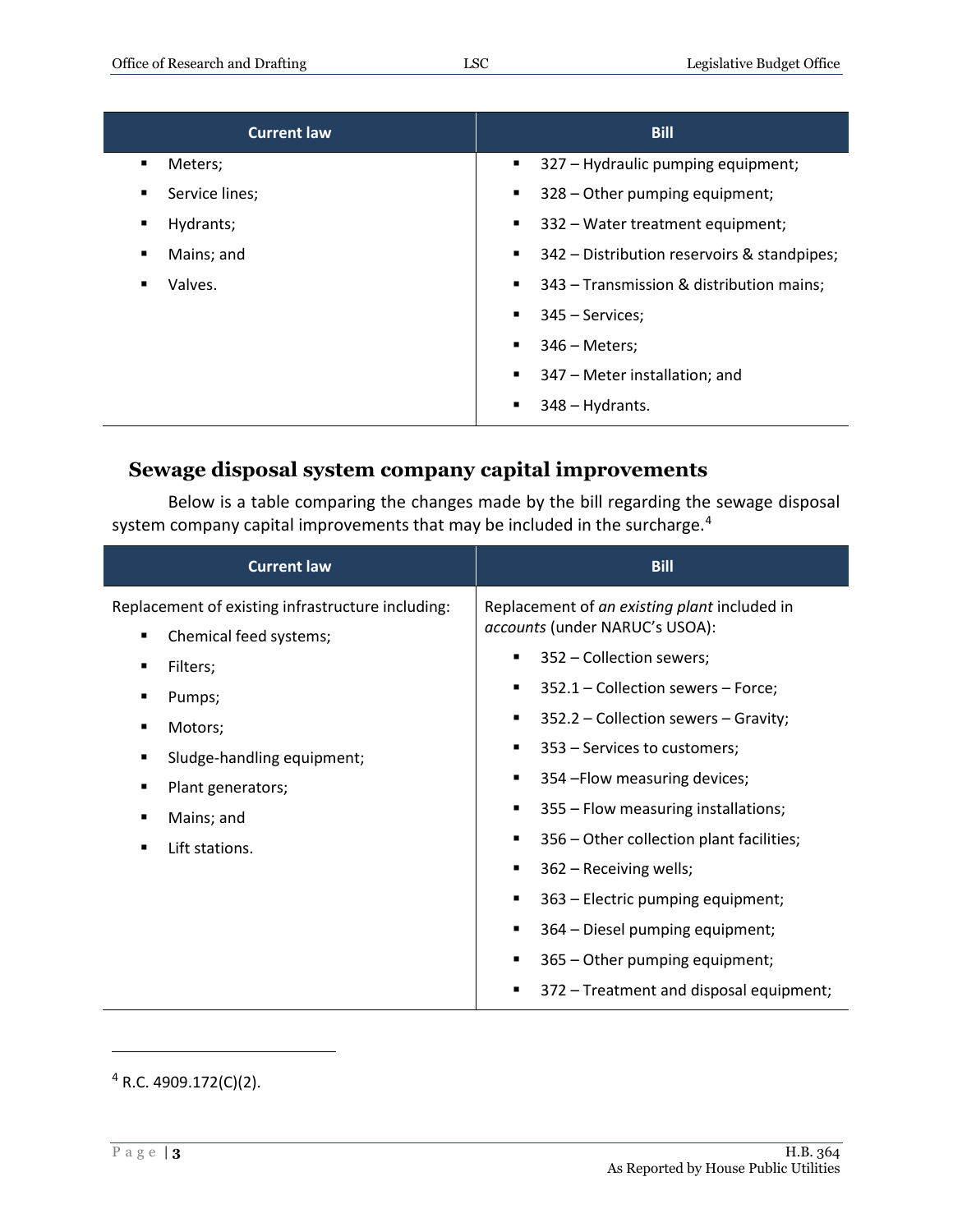| Current law | Bill |
|---|---|
| ▪ Meters;<br>▪ Service lines;<br>▪ Hydrants;<br>▪ Mains; and<br>▪ Valves. | ▪ 327 – Hydraulic pumping equipment;<br>▪ 328 – Other pumping equipment;<br>▪ 332 – Water treatment equipment;<br>▪ 342 – Distribution reservoirs & standpipes;<br>▪ 343 – Transmission & distribution mains;<br>▪ 345 – Services;<br>▪ 346 – Meters;<br>▪ 347 – Meter installation; and<br>▪ 348 – Hydrants. |

## Sewage disposal system company capital improvements

Below is a table comparing the changes made by the bill regarding the sewage disposal system company capital improvements that may be included in the surcharge.[4]

| Current law | Bill |
|---|---|
| Replacement of existing infrastructure including:<br>▪ Chemical feed systems;<br>▪ Filters;<br>▪ Pumps;<br>▪ Motors;<br>▪ Sludge-handling equipment;<br>▪ Plant generators;<br>▪ Mains; and<br>▪ Lift stations. | Replacement of *an existing plant* included in *accounts* (under NARUC's USOA):<br>▪ 352 – Collection sewers;<br>▪ 352.1 – Collection sewers – Force;<br>▪ 352.2 – Collection sewers – Gravity;<br>▪ 353 – Services to customers;<br>▪ 354 –Flow measuring devices;<br>▪ 355 – Flow measuring installations;<br>▪ 356 – Other collection plant facilities;<br>▪ 362 – Receiving wells;<br>▪ 363 – Electric pumping equipment;<br>▪ 364 – Diesel pumping equipment;<br>▪ 365 – Other pumping equipment;<br>▪ 372 – Treatment and disposal equipment; |

[4] R.C. 4909.172(C)(2).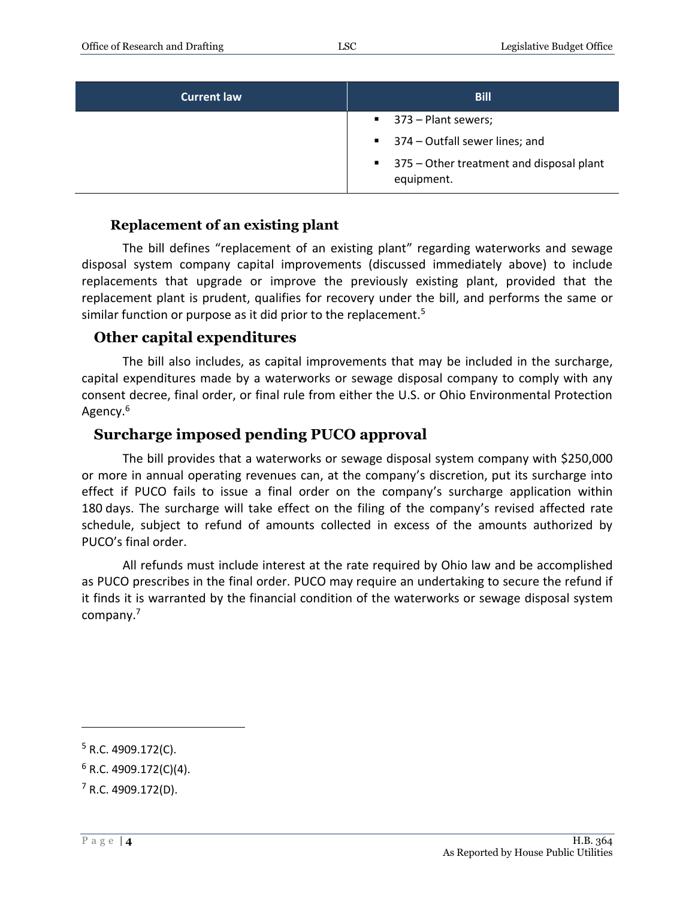| Current law | Bill |
|---|---|
| | ▪ 373 – Plant sewers;<br>▪ 374 – Outfall sewer lines; and<br>▪ 375 – Other treatment and disposal plant equipment. |

### Replacement of an existing plant

The bill defines "replacement of an existing plant" regarding waterworks and sewage disposal system company capital improvements (discussed immediately above) to include replacements that upgrade or improve the previously existing plant, provided that the replacement plant is prudent, qualifies for recovery under the bill, and performs the same or similar function or purpose as it did prior to the replacement.[5]

## Other capital expenditures

The bill also includes, as capital improvements that may be included in the surcharge, capital expenditures made by a waterworks or sewage disposal company to comply with any consent decree, final order, or final rule from either the U.S. or Ohio Environmental Protection Agency.[6]

## Surcharge imposed pending PUCO approval

The bill provides that a waterworks or sewage disposal system company with $250,000 or more in annual operating revenues can, at the company's discretion, put its surcharge into effect if PUCO fails to issue a final order on the company's surcharge application within 180 days. The surcharge will take effect on the filing of the company's revised affected rate schedule, subject to refund of amounts collected in excess of the amounts authorized by PUCO's final order.

All refunds must include interest at the rate required by Ohio law and be accomplished as PUCO prescribes in the final order. PUCO may require an undertaking to secure the refund if it finds it is warranted by the financial condition of the waterworks or sewage disposal system company.[7]

---

[5] R.C. 4909.172(C).

[6] R.C. 4909.172(C)(4).

[7] R.C. 4909.172(D).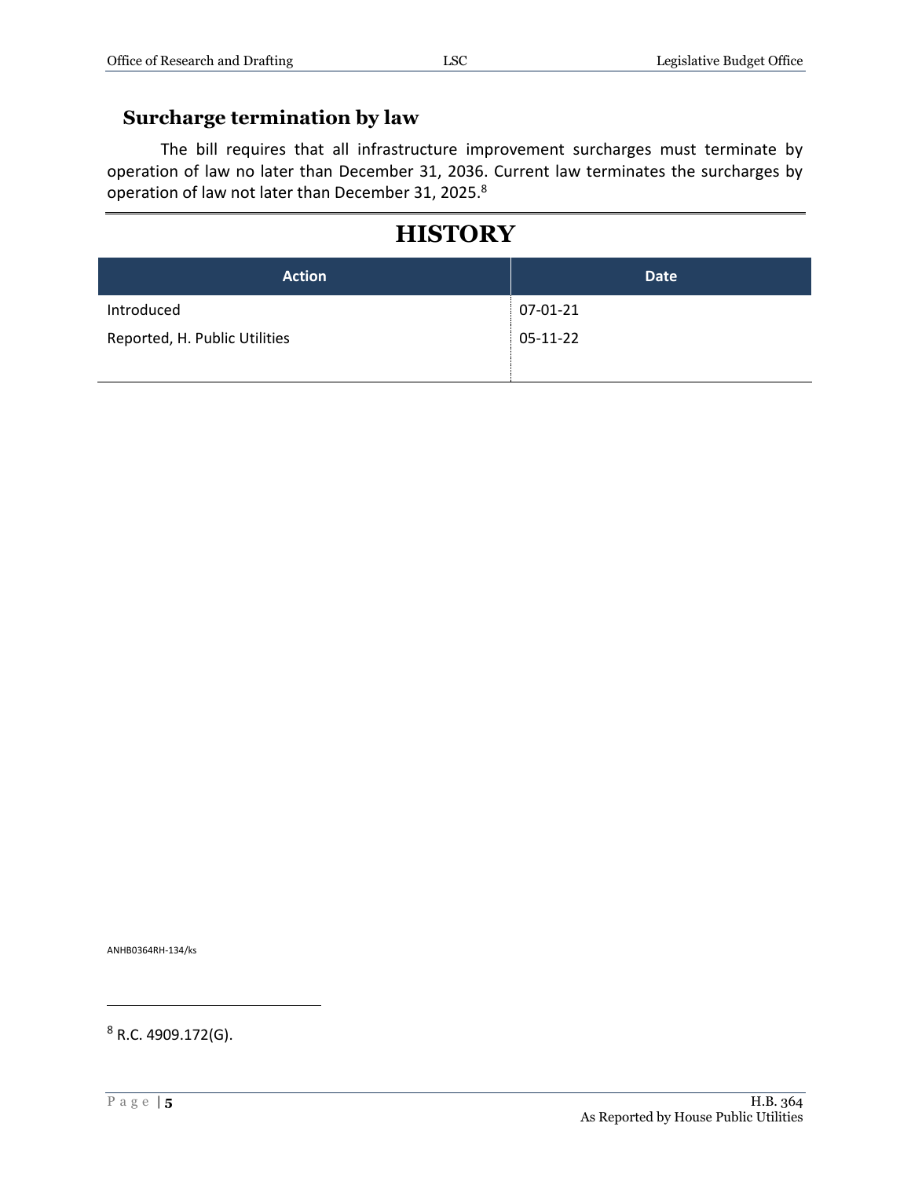## Surcharge termination by law

The bill requires that all infrastructure improvement surcharges must terminate by operation of law no later than December 31, 2036. Current law terminates the surcharges by operation of law not later than December 31, 2025.[8]

# HISTORY

| Action | Date |
|---|---|
| Introduced | 07-01-21 |
| Reported, H. Public Utilities | 05-11-22 |

ANHB0364RH-134/ks

[8] R.C. 4909.172(G).